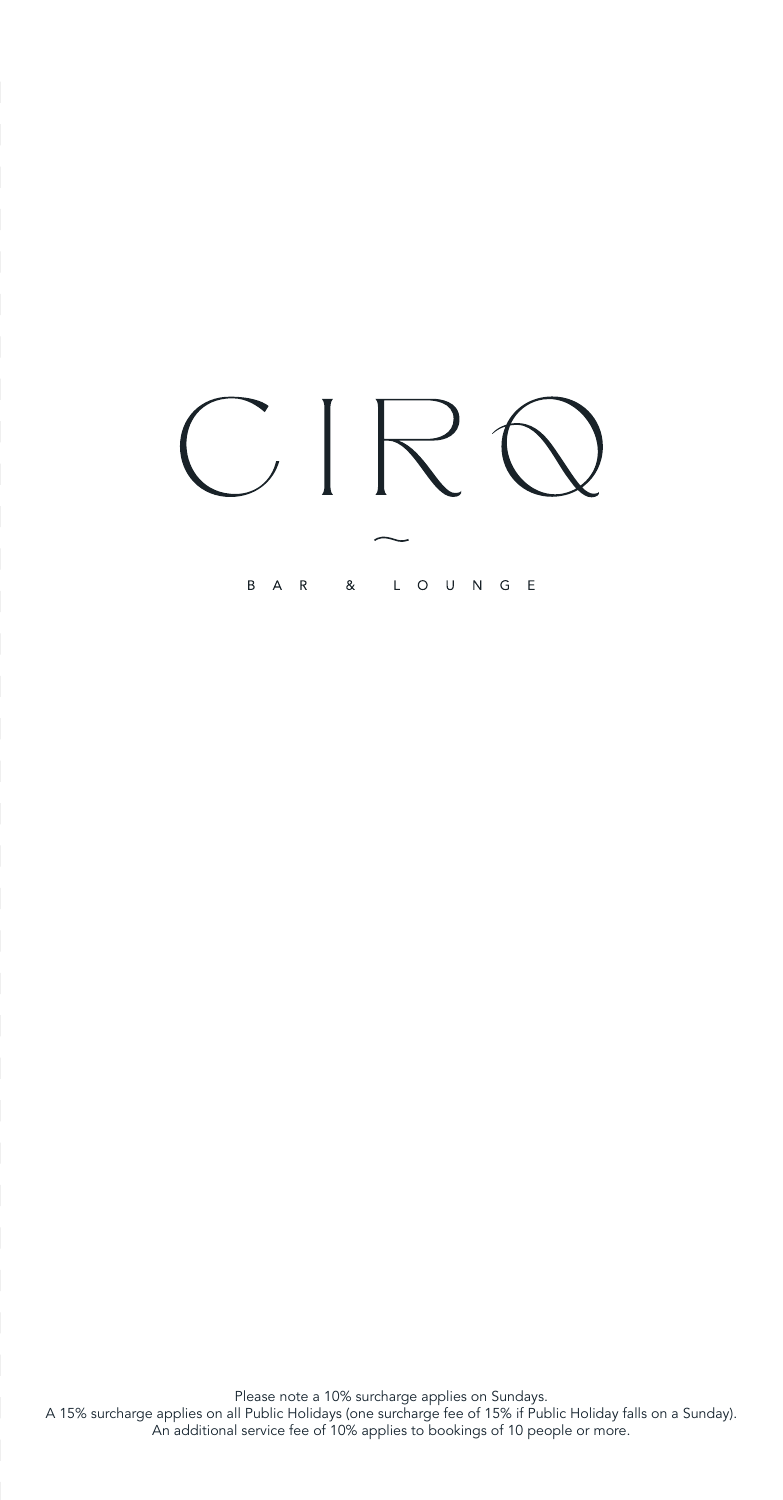# CIRQ

~

BAR & LOUNGE

Please note a 10% surcharge applies on Sundays.
A 15% surcharge applies on all Public Holidays (one surcharge fee of 15% if Public Holiday falls on a Sunday).
An additional service fee of 10% applies to bookings of 10 people or more.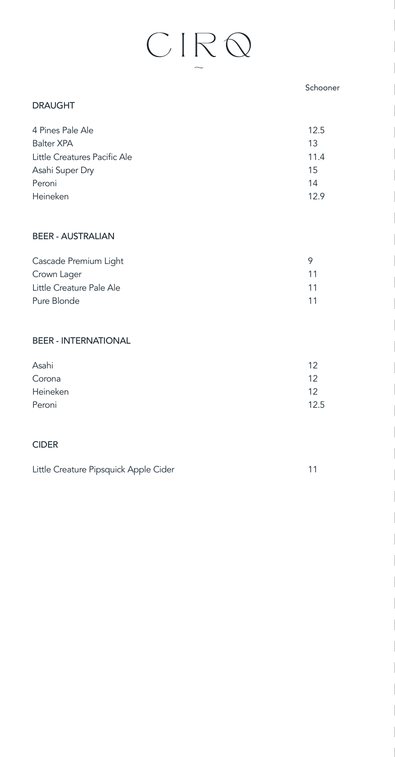# CIRQ

## DRAUGHT

| | Schooner |
|---|---|
| 4 Pines Pale Ale | 12.5 |
| Balter XPA | 13 |
| Little Creatures Pacific Ale | 11.4 |
| Asahi Super Dry | 15 |
| Peroni | 14 |
| Heineken | 12.9 |

## BEER - AUSTRALIAN

| | |
|---|---|
| Cascade Premium Light | 9 |
| Crown Lager | 11 |
| Little Creature Pale Ale | 11 |
| Pure Blonde | 11 |

## BEER - INTERNATIONAL

| | |
|---|---|
| Asahi | 12 |
| Corona | 12 |
| Heineken | 12 |
| Peroni | 12.5 |

## CIDER

| | |
|---|---|
| Little Creature Pipsquick Apple Cider | 11 |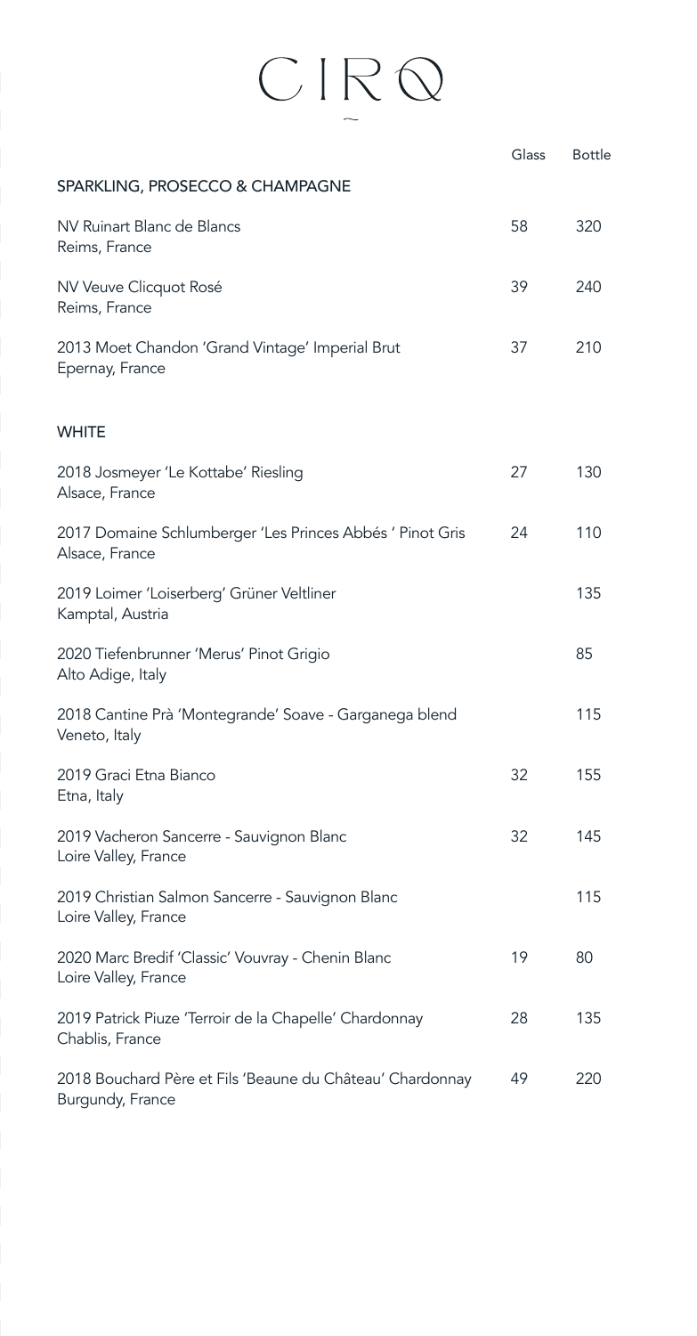# CIRQ

| | Glass | Bottle |
|---|---|---|
| **SPARKLING, PROSECCO & CHAMPAGNE** | | |
| NV Ruinart Blanc de Blancs<br>Reims, France | 58 | 320 |
| NV Veuve Clicquot Rosé<br>Reims, France | 39 | 240 |
| 2013 Moet Chandon 'Grand Vintage' Imperial Brut<br>Epernay, France | 37 | 210 |
| **WHITE** | | |
| 2018 Josmeyer 'Le Kottabe' Riesling<br>Alsace, France | 27 | 130 |
| 2017 Domaine Schlumberger 'Les Princes Abbés ' Pinot Gris<br>Alsace, France | 24 | 110 |
| 2019 Loimer 'Loiserberg' Grüner Veltliner<br>Kamptal, Austria | | 135 |
| 2020 Tiefenbrunner 'Merus' Pinot Grigio<br>Alto Adige, Italy | | 85 |
| 2018 Cantine Prà 'Montegrande' Soave - Garganega blend<br>Veneto, Italy | | 115 |
| 2019 Graci Etna Bianco<br>Etna, Italy | 32 | 155 |
| 2019 Vacheron Sancerre - Sauvignon Blanc<br>Loire Valley, France | 32 | 145 |
| 2019 Christian Salmon Sancerre - Sauvignon Blanc<br>Loire Valley, France | | 115 |
| 2020 Marc Bredif 'Classic' Vouvray - Chenin Blanc<br>Loire Valley, France | 19 | 80 |
| 2019 Patrick Piuze 'Terroir de la Chapelle' Chardonnay<br>Chablis, France | 28 | 135 |
| 2018 Bouchard Père et Fils 'Beaune du Château' Chardonnay<br>Burgundy, France | 49 | 220 |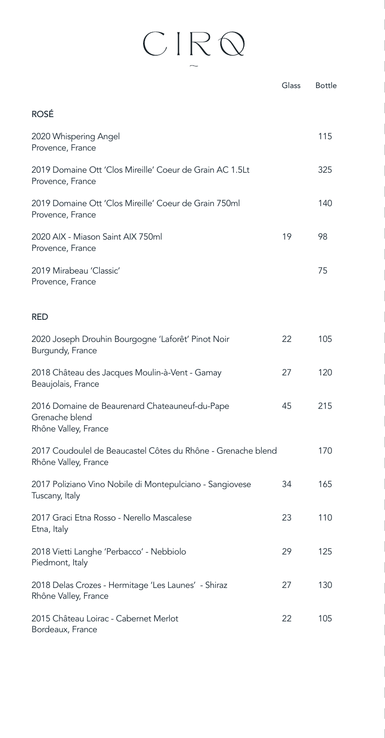# CIRQ

| | Glass | Bottle |
|---|---|---|
| **ROSÉ** | | |
| 2020 Whispering Angel<br>Provence, France | | 115 |
| 2019 Domaine Ott 'Clos Mireille' Coeur de Grain AC 1.5Lt<br>Provence, France | | 325 |
| 2019 Domaine Ott 'Clos Mireille' Coeur de Grain 750ml<br>Provence, France | | 140 |
| 2020 AIX - Miason Saint AIX 750ml<br>Provence, France | 19 | 98 |
| 2019 Mirabeau 'Classic'<br>Provence, France | | 75 |
| **RED** | | |
| 2020 Joseph Drouhin Bourgogne 'Laforêt' Pinot Noir<br>Burgundy, France | 22 | 105 |
| 2018 Château des Jacques Moulin-à-Vent - Gamay<br>Beaujolais, France | 27 | 120 |
| 2016 Domaine de Beaurenard Chateauneuf-du-Pape<br>Grenache blend<br>Rhône Valley, France | 45 | 215 |
| 2017 Coudoulel de Beaucastel Côtes du Rhône - Grenache blend<br>Rhône Valley, France | | 170 |
| 2017 Poliziano Vino Nobile di Montepulciano - Sangiovese<br>Tuscany, Italy | 34 | 165 |
| 2017 Graci Etna Rosso - Nerello Mascalese<br>Etna, Italy | 23 | 110 |
| 2018 Vietti Langhe 'Perbacco' - Nebbiolo<br>Piedmont, Italy | 29 | 125 |
| 2018 Delas Crozes - Hermitage 'Les Launes' - Shiraz<br>Rhône Valley, France | 27 | 130 |
| 2015 Château Loirac - Cabernet Merlot<br>Bordeaux, France | 22 | 105 |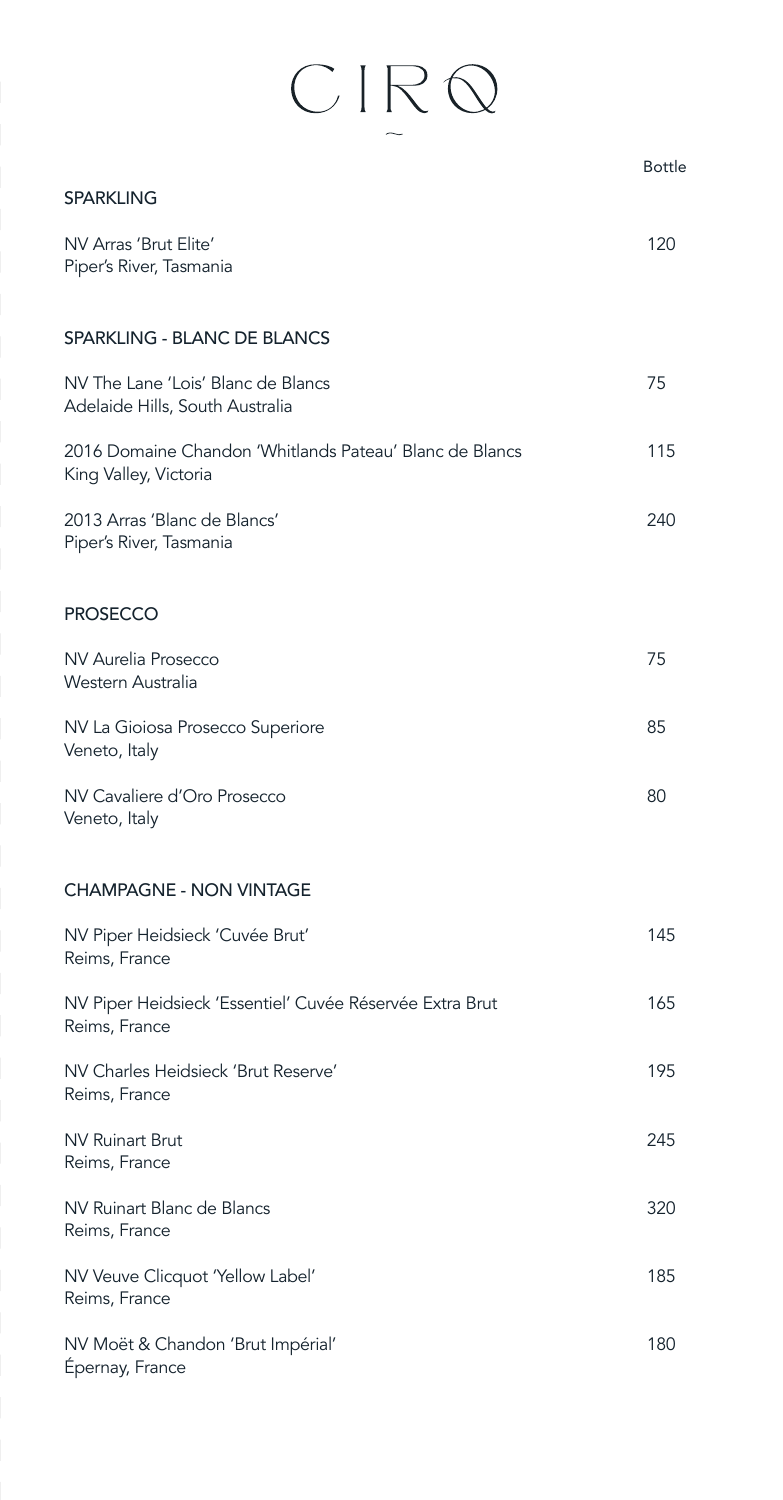# CIRQ

Bottle

## SPARKLING

NV Arras 'Brut Elite'
Piper's River, Tasmania — 120

## SPARKLING - BLANC DE BLANCS

NV The Lane 'Lois' Blanc de Blancs
Adelaide Hills, South Australia — 75

2016 Domaine Chandon 'Whitlands Pateau' Blanc de Blancs
King Valley, Victoria — 115

2013 Arras 'Blanc de Blancs'
Piper's River, Tasmania — 240

## PROSECCO

NV Aurelia Prosecco
Western Australia — 75

NV La Gioiosa Prosecco Superiore
Veneto, Italy — 85

NV Cavaliere d'Oro Prosecco
Veneto, Italy — 80

## CHAMPAGNE - NON VINTAGE

NV Piper Heidsieck 'Cuvée Brut'
Reims, France — 145

NV Piper Heidsieck 'Essentiel' Cuvée Réservée Extra Brut
Reims, France — 165

NV Charles Heidsieck 'Brut Reserve'
Reims, France — 195

NV Ruinart Brut
Reims, France — 245

NV Ruinart Blanc de Blancs
Reims, France — 320

NV Veuve Clicquot 'Yellow Label'
Reims, France — 185

NV Moët & Chandon 'Brut Impérial'
Épernay, France — 180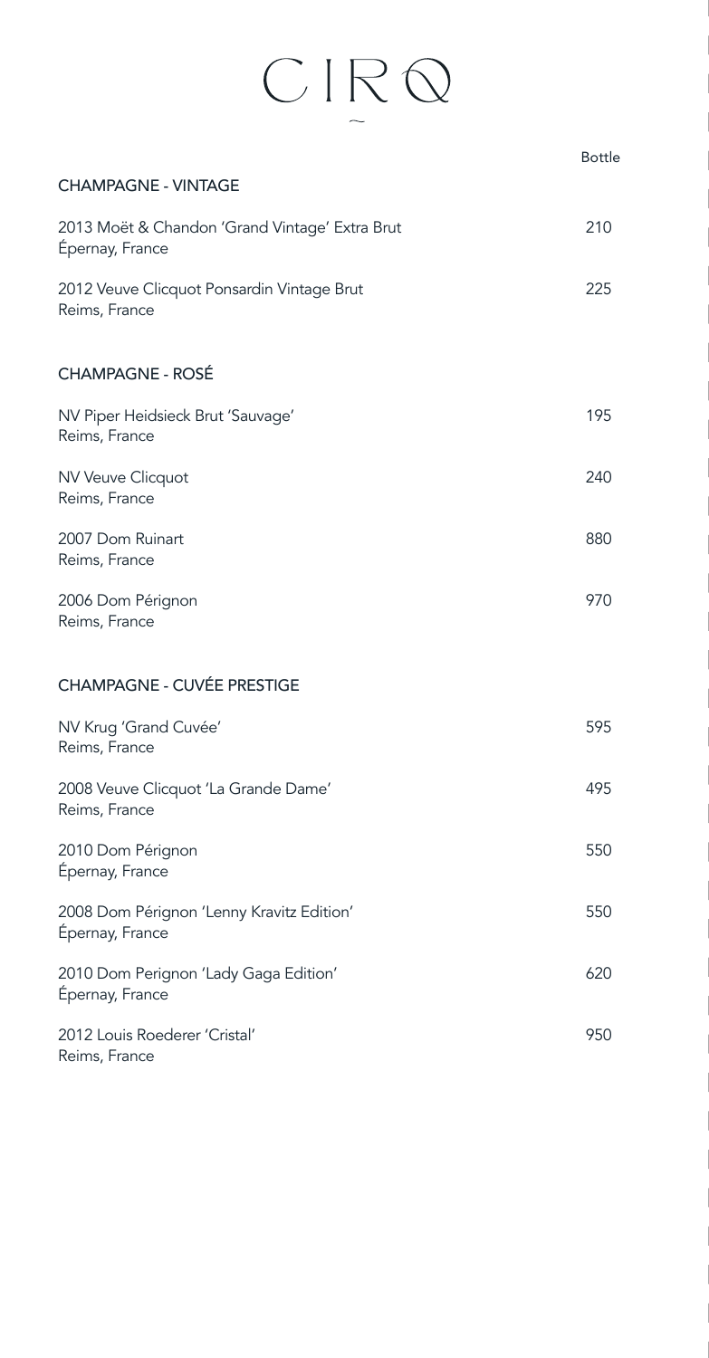# CIRQ

| | Bottle |
|---|---|
| **CHAMPAGNE - VINTAGE** | |
| 2013 Moët & Chandon 'Grand Vintage' Extra Brut<br>Épernay, France | 210 |
| 2012 Veuve Clicquot Ponsardin Vintage Brut<br>Reims, France | 225 |
| **CHAMPAGNE - ROSÉ** | |
| NV Piper Heidsieck Brut 'Sauvage'<br>Reims, France | 195 |
| NV Veuve Clicquot<br>Reims, France | 240 |
| 2007 Dom Ruinart<br>Reims, France | 880 |
| 2006 Dom Pérignon<br>Reims, France | 970 |
| **CHAMPAGNE - CUVÉE PRESTIGE** | |
| NV Krug 'Grand Cuvée'<br>Reims, France | 595 |
| 2008 Veuve Clicquot 'La Grande Dame'<br>Reims, France | 495 |
| 2010 Dom Pérignon<br>Épernay, France | 550 |
| 2008 Dom Pérignon 'Lenny Kravitz Edition'<br>Épernay, France | 550 |
| 2010 Dom Perignon 'Lady Gaga Edition'<br>Épernay, France | 620 |
| 2012 Louis Roederer 'Cristal'<br>Reims, France | 950 |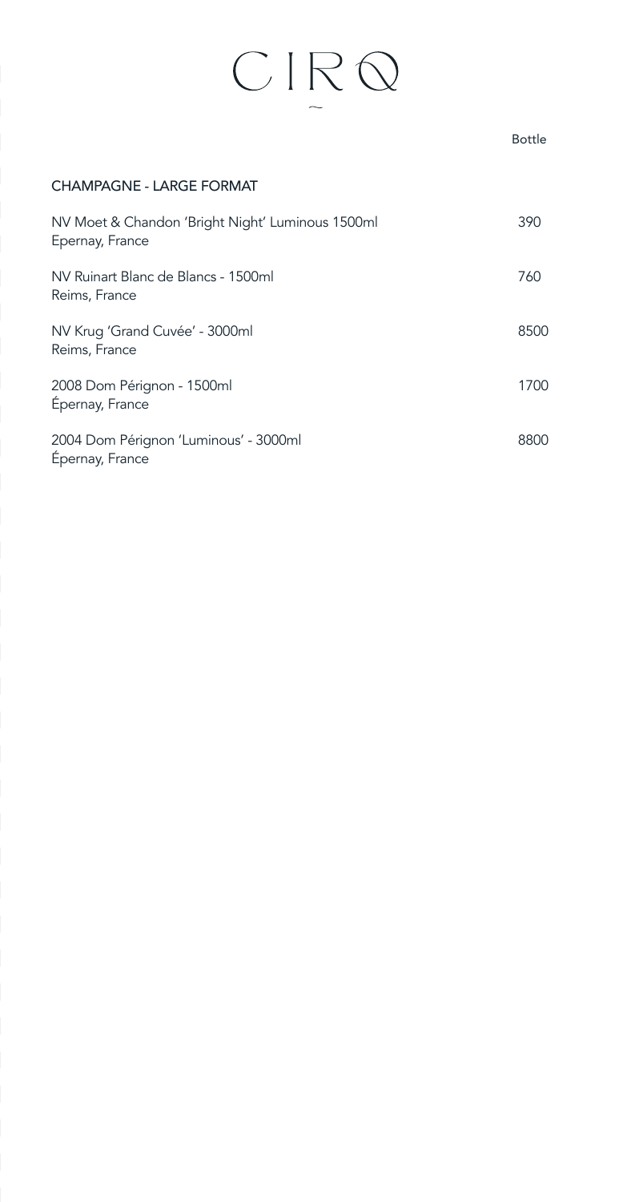# CIRQ

| | Bottle |
|---|---|
| **CHAMPAGNE - LARGE FORMAT** | |
| NV Moet & Chandon 'Bright Night' Luminous 1500ml<br>Epernay, France | 390 |
| NV Ruinart Blanc de Blancs - 1500ml<br>Reims, France | 760 |
| NV Krug 'Grand Cuvée' - 3000ml<br>Reims, France | 8500 |
| 2008 Dom Pérignon - 1500ml<br>Épernay, France | 1700 |
| 2004 Dom Pérignon 'Luminous' - 3000ml<br>Épernay, France | 8800 |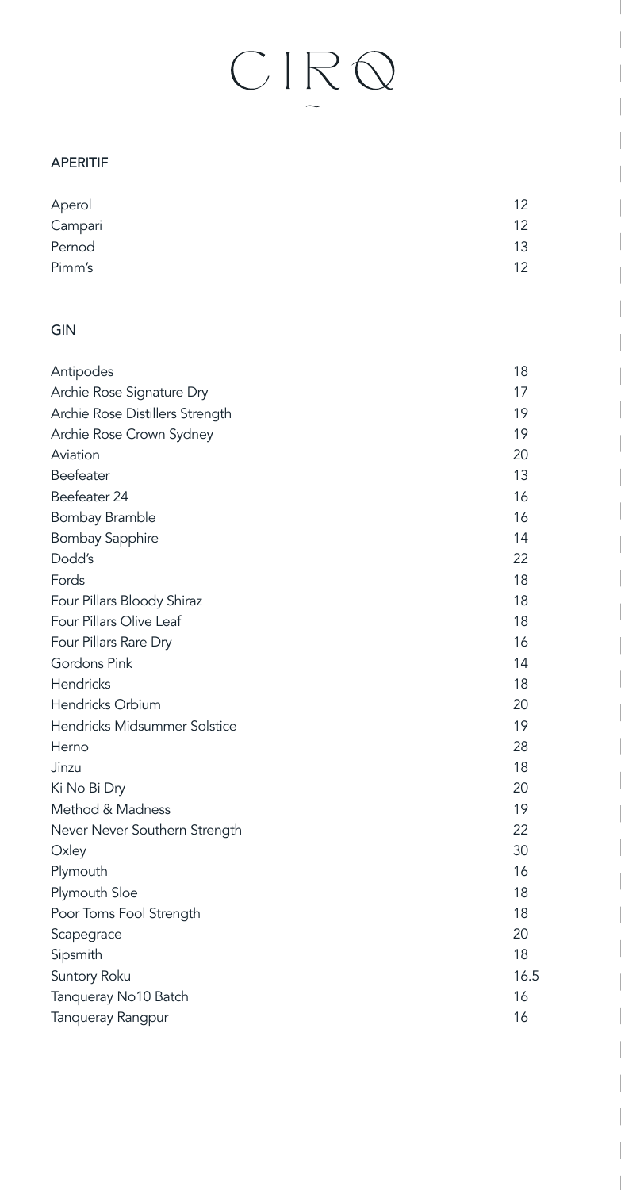# CIRQ

## APERITIF

| Item | Price |
| --- | --- |
| Aperol | 12 |
| Campari | 12 |
| Pernod | 13 |
| Pimm's | 12 |

## GIN

| Item | Price |
| --- | --- |
| Antipodes | 18 |
| Archie Rose Signature Dry | 17 |
| Archie Rose Distillers Strength | 19 |
| Archie Rose Crown Sydney | 19 |
| Aviation | 20 |
| Beefeater | 13 |
| Beefeater 24 | 16 |
| Bombay Bramble | 16 |
| Bombay Sapphire | 14 |
| Dodd's | 22 |
| Fords | 18 |
| Four Pillars Bloody Shiraz | 18 |
| Four Pillars Olive Leaf | 18 |
| Four Pillars Rare Dry | 16 |
| Gordons Pink | 14 |
| Hendricks | 18 |
| Hendricks Orbium | 20 |
| Hendricks Midsummer Solstice | 19 |
| Herno | 28 |
| Jinzu | 18 |
| Ki No Bi Dry | 20 |
| Method & Madness | 19 |
| Never Never Southern Strength | 22 |
| Oxley | 30 |
| Plymouth | 16 |
| Plymouth Sloe | 18 |
| Poor Toms Fool Strength | 18 |
| Scapegrace | 20 |
| Sipsmith | 18 |
| Suntory Roku | 16.5 |
| Tanqueray No10 Batch | 16 |
| Tanqueray Rangpur | 16 |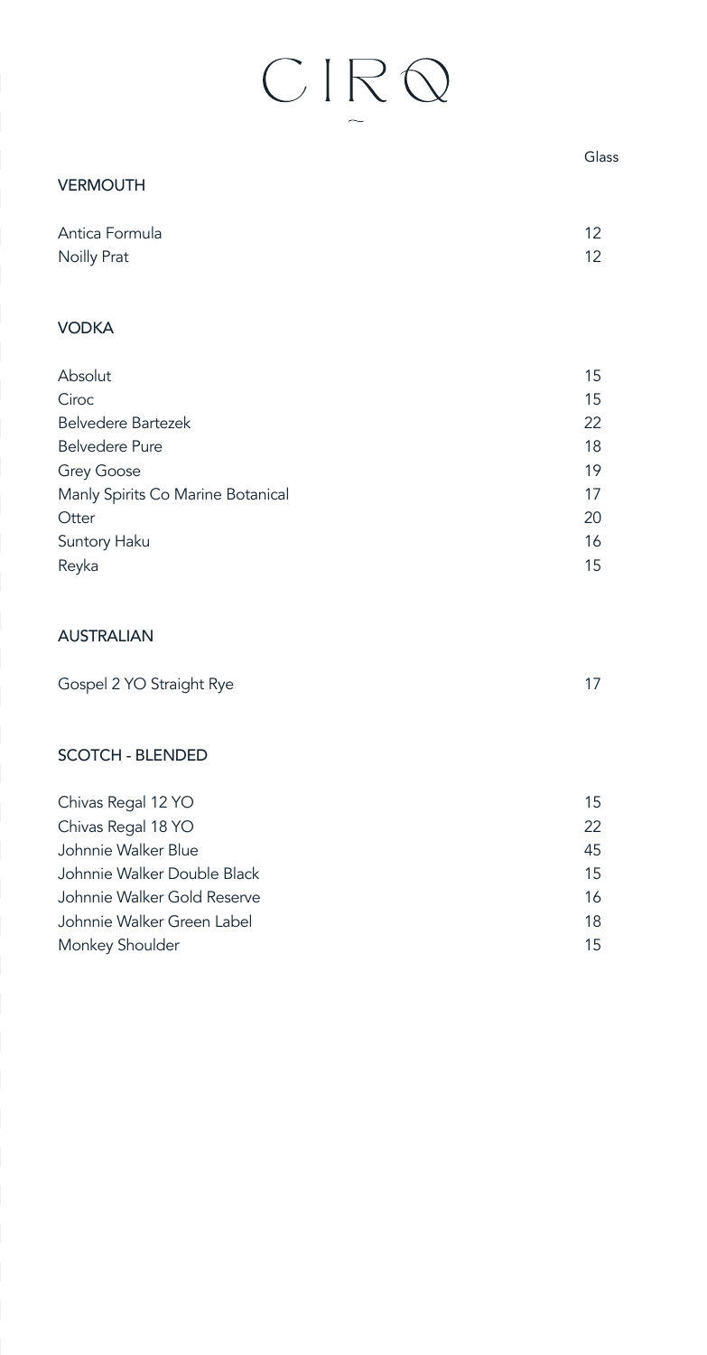# CIRQ

| | Glass |
|---|---|
| **VERMOUTH** | |
| Antica Formula | 12 |
| Noilly Prat | 12 |
| **VODKA** | |
| Absolut | 15 |
| Ciroc | 15 |
| Belvedere Bartezek | 22 |
| Belvedere Pure | 18 |
| Grey Goose | 19 |
| Manly Spirits Co Marine Botanical | 17 |
| Otter | 20 |
| Suntory Haku | 16 |
| Reyka | 15 |
| **AUSTRALIAN** | |
| Gospel 2 YO Straight Rye | 17 |
| **SCOTCH - BLENDED** | |
| Chivas Regal 12 YO | 15 |
| Chivas Regal 18 YO | 22 |
| Johnnie Walker Blue | 45 |
| Johnnie Walker Double Black | 15 |
| Johnnie Walker Gold Reserve | 16 |
| Johnnie Walker Green Label | 18 |
| Monkey Shoulder | 15 |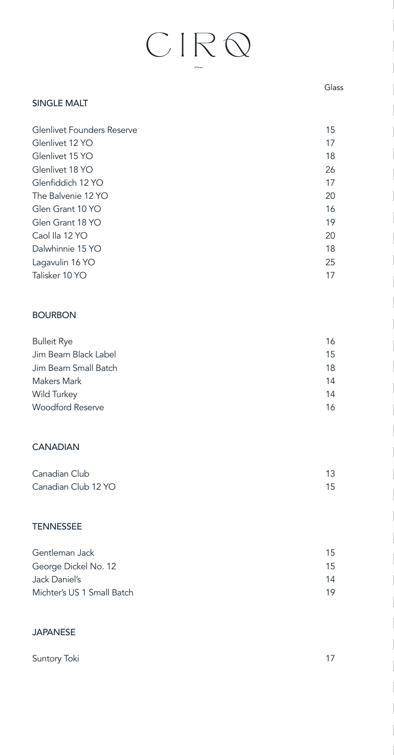# CIRQ

## SINGLE MALT

| | Glass |
|---|---|
| Glenlivet Founders Reserve | 15 |
| Glenlivet 12 YO | 17 |
| Glenlivet 15 YO | 18 |
| Glenlivet 18 YO | 26 |
| Glenfiddich 12 YO | 17 |
| The Balvenie 12 YO | 20 |
| Glen Grant 10 YO | 16 |
| Glen Grant 18 YO | 19 |
| Caol Ila 12 YO | 20 |
| Dalwhinnie 15 YO | 18 |
| Lagavulin 16 YO | 25 |
| Talisker 10 YO | 17 |

## BOURBON

| | Glass |
|---|---|
| Bulleit Rye | 16 |
| Jim Beam Black Label | 15 |
| Jim Beam Small Batch | 18 |
| Makers Mark | 14 |
| Wild Turkey | 14 |
| Woodford Reserve | 16 |

## CANADIAN

| | Glass |
|---|---|
| Canadian Club | 13 |
| Canadian Club 12 YO | 15 |

## TENNESSEE

| | Glass |
|---|---|
| Gentleman Jack | 15 |
| George Dickel No. 12 | 15 |
| Jack Daniel's | 14 |
| Michter's US 1 Small Batch | 19 |

## JAPANESE

| | Glass |
|---|---|
| Suntory Toki | 17 |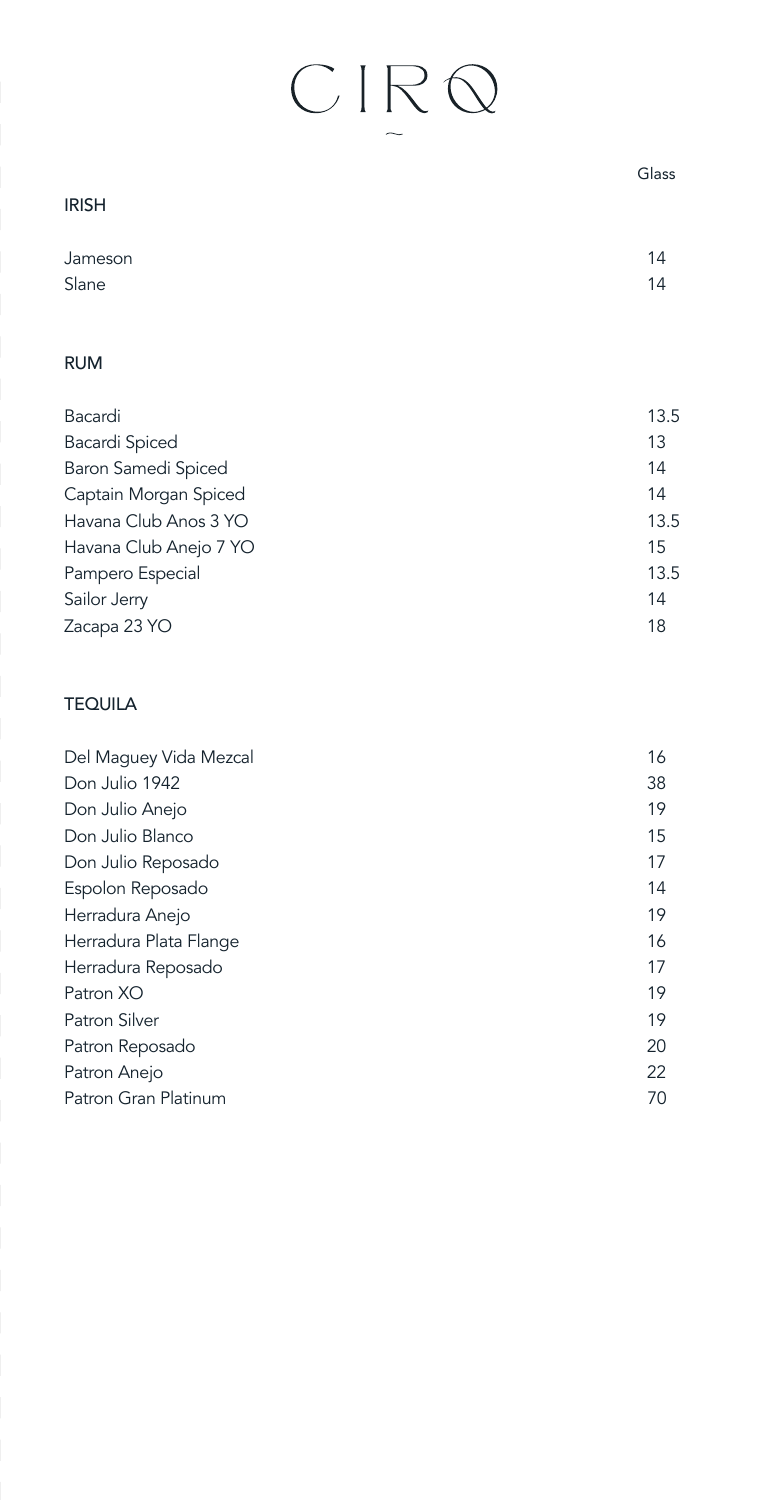# CIRQ

| | Glass |
|---|---|
| **IRISH** | |
| Jameson | 14 |
| Slane | 14 |

| | Glass |
|---|---|
| **RUM** | |
| Bacardi | 13.5 |
| Bacardi Spiced | 13 |
| Baron Samedi Spiced | 14 |
| Captain Morgan Spiced | 14 |
| Havana Club Anos 3 YO | 13.5 |
| Havana Club Anejo 7 YO | 15 |
| Pampero Especial | 13.5 |
| Sailor Jerry | 14 |
| Zacapa 23 YO | 18 |

| | Glass |
|---|---|
| **TEQUILA** | |
| Del Maguey Vida Mezcal | 16 |
| Don Julio 1942 | 38 |
| Don Julio Anejo | 19 |
| Don Julio Blanco | 15 |
| Don Julio Reposado | 17 |
| Espolon Reposado | 14 |
| Herradura Anejo | 19 |
| Herradura Plata Flange | 16 |
| Herradura Reposado | 17 |
| Patron XO | 19 |
| Patron Silver | 19 |
| Patron Reposado | 20 |
| Patron Anejo | 22 |
| Patron Gran Platinum | 70 |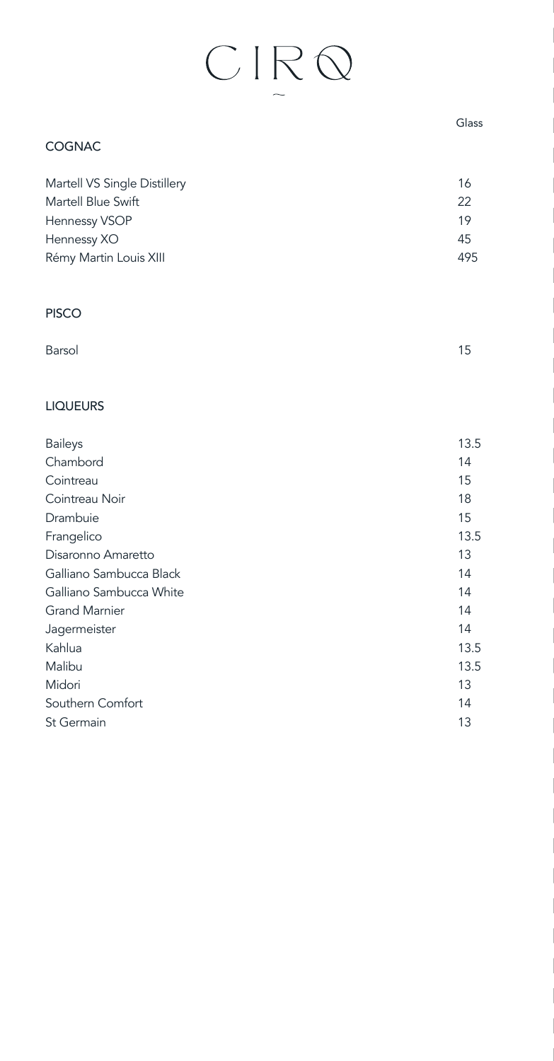# CIRQ

| COGNAC | Glass |
|---|---|
| Martell VS Single Distillery | 16 |
| Martell Blue Swift | 22 |
| Hennessy VSOP | 19 |
| Hennessy XO | 45 |
| Rémy Martin Louis XIII | 495 |

## PISCO

| | |
|---|---|
| Barsol | 15 |

## LIQUEURS

| | |
|---|---|
| Baileys | 13.5 |
| Chambord | 14 |
| Cointreau | 15 |
| Cointreau Noir | 18 |
| Drambuie | 15 |
| Frangelico | 13.5 |
| Disaronno Amaretto | 13 |
| Galliano Sambucca Black | 14 |
| Galliano Sambucca White | 14 |
| Grand Marnier | 14 |
| Jagermeister | 14 |
| Kahlua | 13.5 |
| Malibu | 13.5 |
| Midori | 13 |
| Southern Comfort | 14 |
| St Germain | 13 |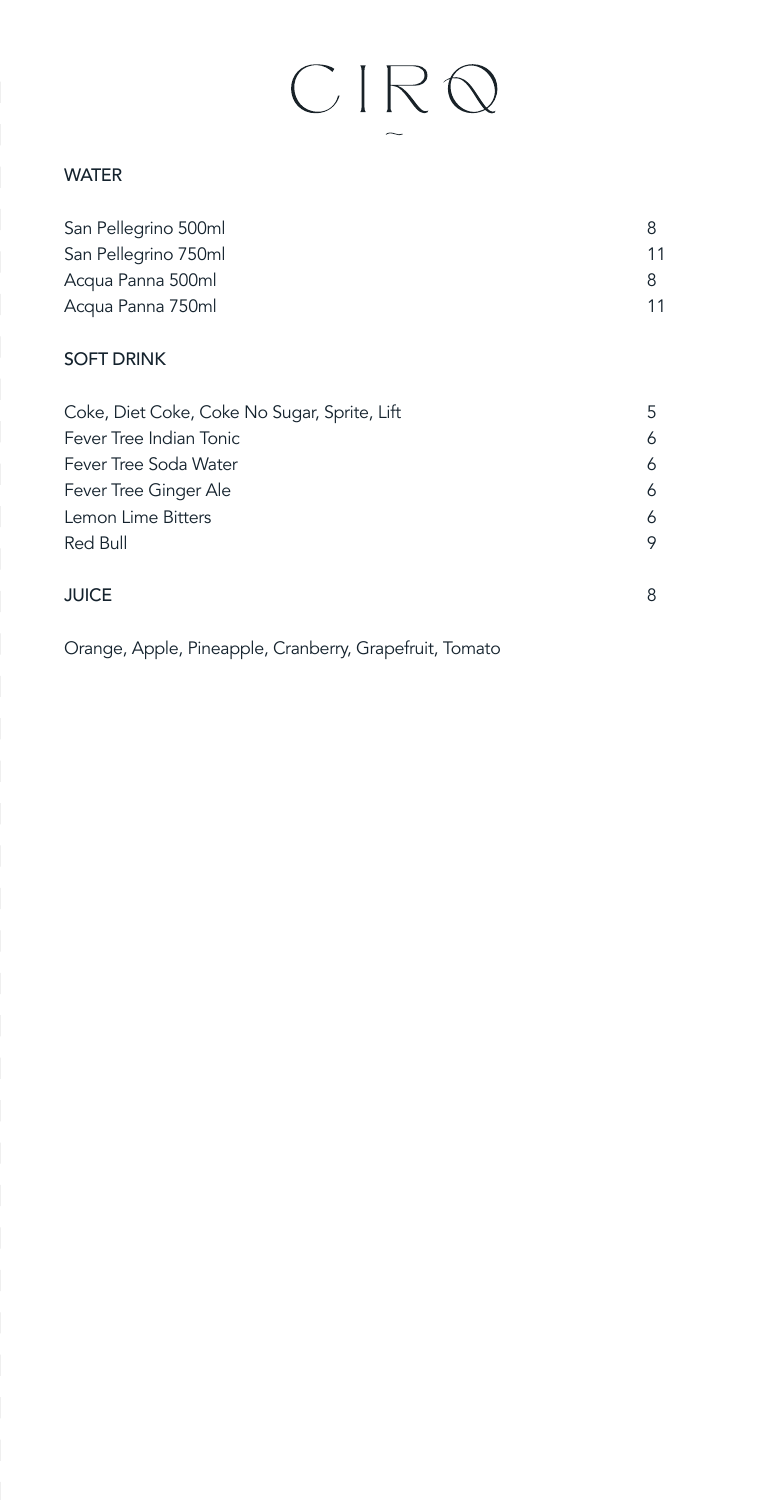# CIRQ

## WATER

| | |
|---|---|
| San Pellegrino 500ml | 8 |
| San Pellegrino 750ml | 11 |
| Acqua Panna 500ml | 8 |
| Acqua Panna 750ml | 11 |

## SOFT DRINK

| | |
|---|---|
| Coke, Diet Coke, Coke No Sugar, Sprite, Lift | 5 |
| Fever Tree Indian Tonic | 6 |
| Fever Tree Soda Water | 6 |
| Fever Tree Ginger Ale | 6 |
| Lemon Lime Bitters | 6 |
| Red Bull | 9 |

## JUICE 8

Orange, Apple, Pineapple, Cranberry, Grapefruit, Tomato